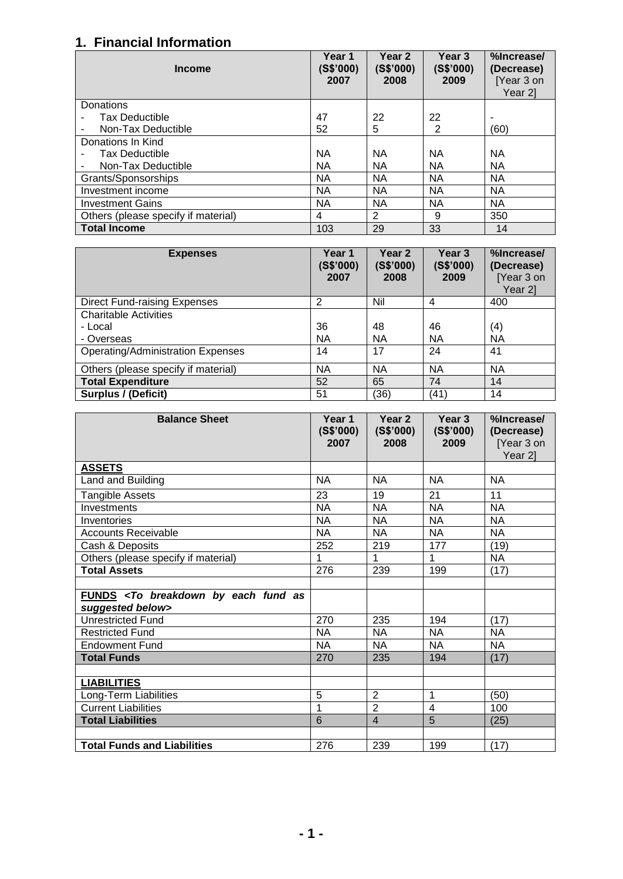## 1. Financial Information

| Income | Year 1 (S$'000) 2007 | Year 2 (S$'000) 2008 | Year 3 (S$'000) 2009 | %Increase/ (Decrease) [Year 3 on Year 2] |
|---|---|---|---|---|
| Donations | | | | |
| - Tax Deductible | 47 | 22 | 22 | - |
| - Non-Tax Deductible | 52 | 5 | 2 | (60) |
| Donations In Kind | | | | |
| - Tax Deductible | NA | NA | NA | NA |
| - Non-Tax Deductible | NA | NA | NA | NA |
| Grants/Sponsorships | NA | NA | NA | NA |
| Investment income | NA | NA | NA | NA |
| Investment Gains | NA | NA | NA | NA |
| Others (please specify if material) | 4 | 2 | 9 | 350 |
| **Total Income** | 103 | 29 | 33 | 14 |

| Expenses | Year 1 (S$'000) 2007 | Year 2 (S$'000) 2008 | Year 3 (S$'000) 2009 | %Increase/ (Decrease) [Year 3 on Year 2] |
|---|---|---|---|---|
| Direct Fund-raising Expenses | 2 | Nil | 4 | 400 |
| Charitable Activities | | | | |
| - Local | 36 | 48 | 46 | (4) |
| - Overseas | NA | NA | NA | NA |
| Operating/Administration Expenses | 14 | 17 | 24 | 41 |
| Others (please specify if material) | NA | NA | NA | NA |
| **Total Expenditure** | 52 | 65 | 74 | 14 |
| **Surplus / (Deficit)** | 51 | (36) | (41) | 14 |

| Balance Sheet | Year 1 (S$'000) 2007 | Year 2 (S$'000) 2008 | Year 3 (S$'000) 2009 | %Increase/ (Decrease) [Year 3 on Year 2] |
|---|---|---|---|---|
| **ASSETS** | | | | |
| Land and Building | NA | NA | NA | NA |
| Tangible Assets | 23 | 19 | 21 | 11 |
| Investments | NA | NA | NA | NA |
| Inventories | NA | NA | NA | NA |
| Accounts Receivable | NA | NA | NA | NA |
| Cash & Deposits | 252 | 219 | 177 | (19) |
| Others (please specify if material) | 1 | 1 | 1 | NA |
| **Total Assets** | 276 | 239 | 199 | (17) |
| | | | | |
| **FUNDS** *<To breakdown by each fund as suggested below>* | | | | |
| Unrestricted Fund | 270 | 235 | 194 | (17) |
| Restricted Fund | NA | NA | NA | NA |
| Endowment Fund | NA | NA | NA | NA |
| **Total Funds** | 270 | 235 | 194 | (17) |
| | | | | |
| **LIABILITIES** | | | | |
| Long-Term Liabilities | 5 | 2 | 1 | (50) |
| Current Liabilities | 1 | 2 | 4 | 100 |
| **Total Liabilities** | 6 | 4 | 5 | (25) |
| | | | | |
| **Total Funds and Liabilities** | 276 | 239 | 199 | (17) |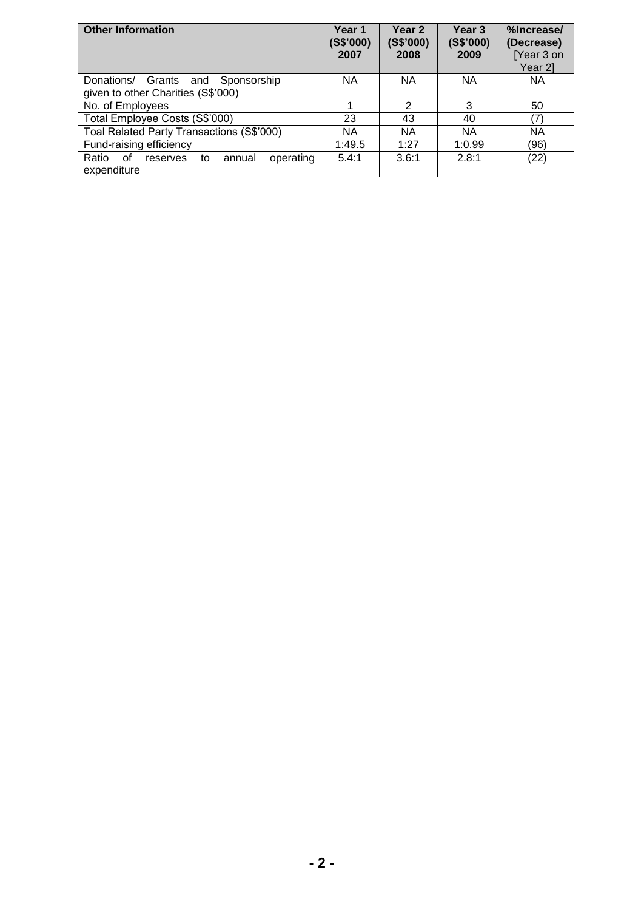| Other Information | Year 1 (S$'000) 2007 | Year 2 (S$'000) 2008 | Year 3 (S$'000) 2009 | %Increase/ (Decrease) [Year 3 on Year 2] |
|---|---|---|---|---|
| Donations/ Grants and Sponsorship given to other Charities (S$'000) | NA | NA | NA | NA |
| No. of Employees | 1 | 2 | 3 | 50 |
| Total Employee Costs (S$'000) | 23 | 43 | 40 | (7) |
| Toal Related Party Transactions (S$'000) | NA | NA | NA | NA |
| Fund-raising efficiency | 1:49.5 | 1:27 | 1:0.99 | (96) |
| Ratio of reserves to annual operating expenditure | 5.4:1 | 3.6:1 | 2.8:1 | (22) |